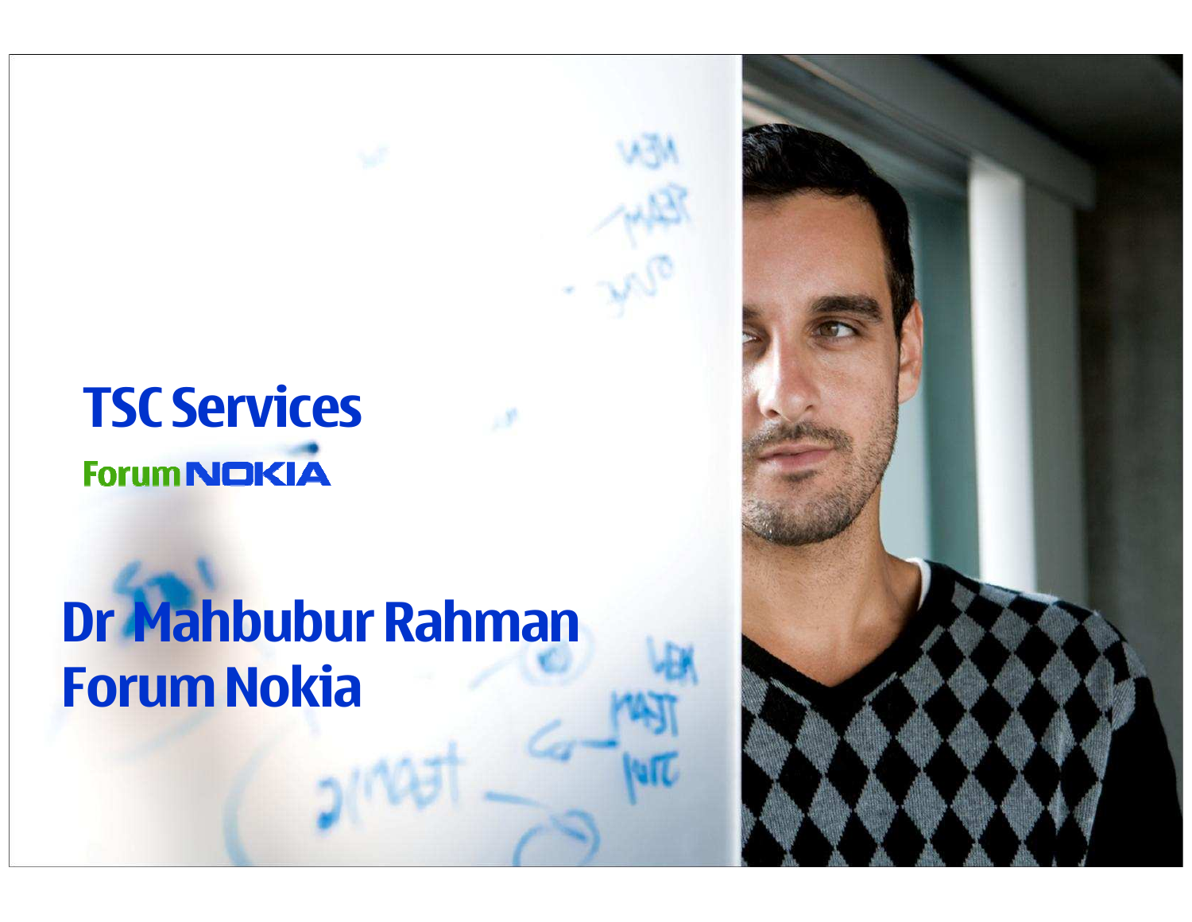# TSC Services

Forum NOKIA

## Dr Mahbubur Rahman
## Forum Nokia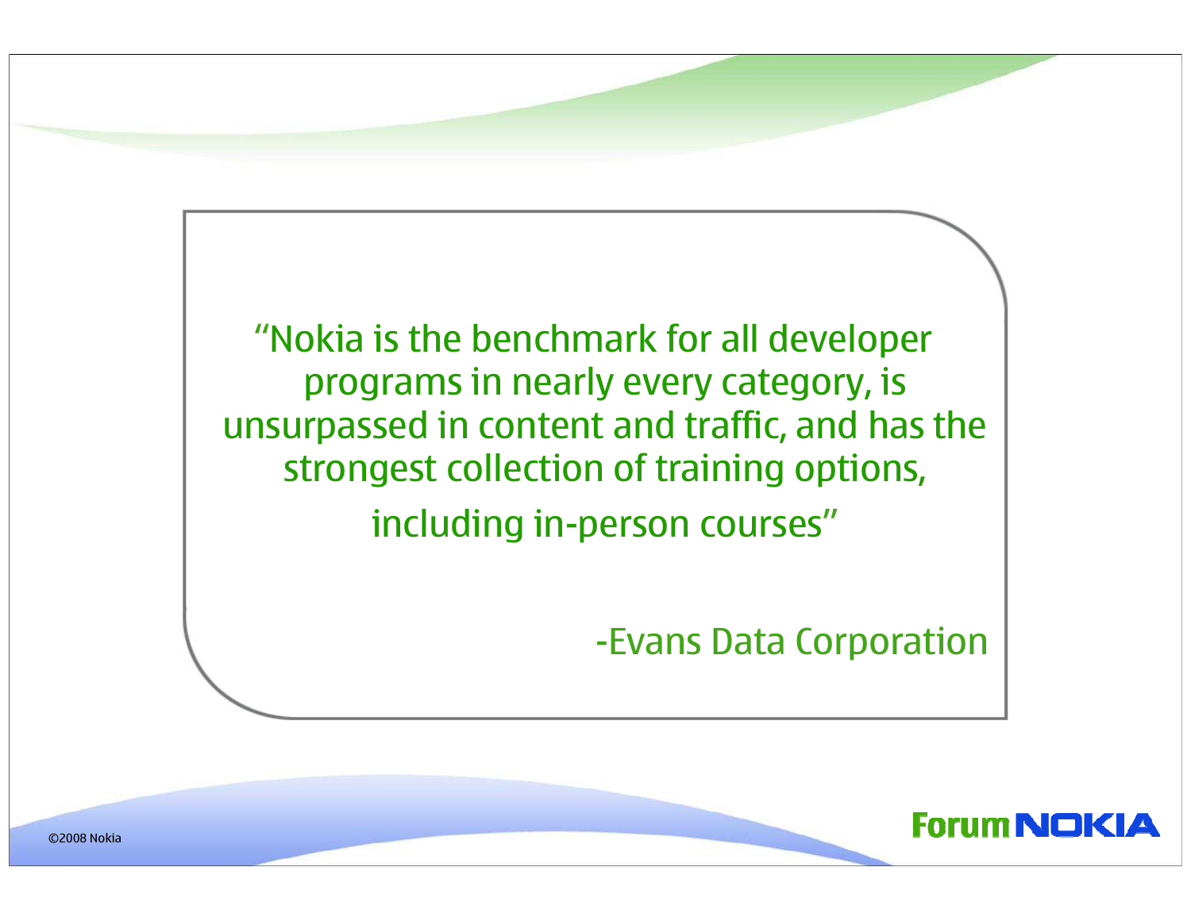"Nokia is the benchmark for all developer programs in nearly every category, is unsurpassed in content and traffic, and has the strongest collection of training options, including in-person courses"

-Evans Data Corporation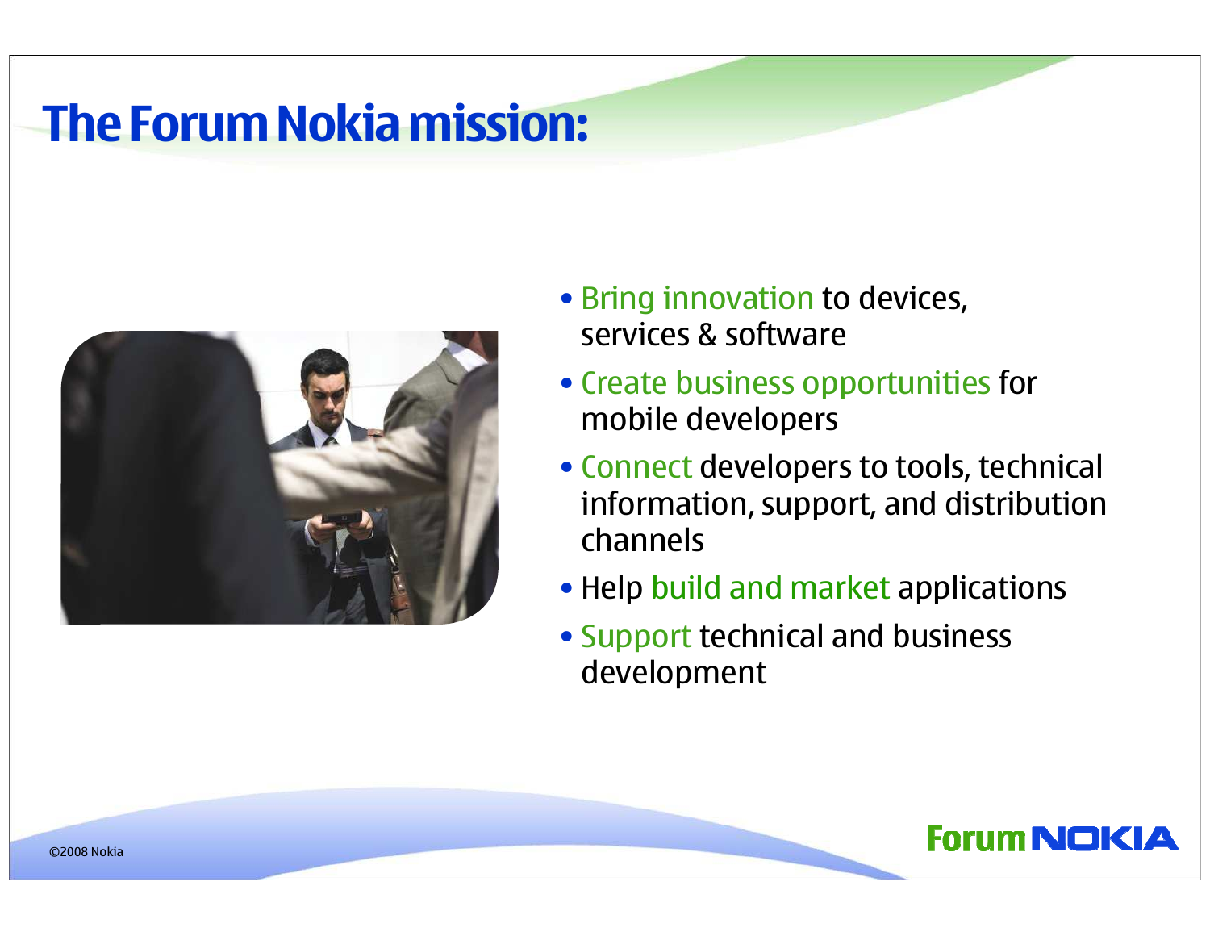# The Forum Nokia mission:

- Bring innovation to devices, services & software
- Create business opportunities for mobile developers
- Connect developers to tools, technical information, support, and distribution channels
- Help build and market applications
- Support technical and business development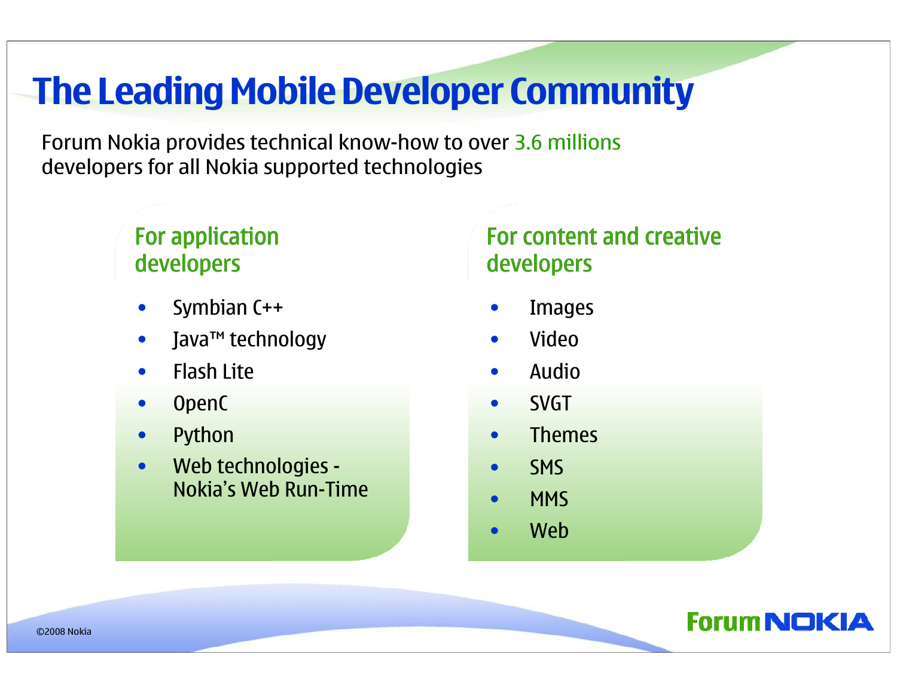# The Leading Mobile Developer Community

Forum Nokia provides technical know-how to over 3.6 millions developers for all Nokia supported technologies

## For application developers

- Symbian C++
- Java™ technology
- Flash Lite
- OpenC
- Python
- Web technologies - Nokia's Web Run-Time

## For content and creative developers

- Images
- Video
- Audio
- SVGT
- Themes
- SMS
- MMS
- Web

©2008 Nokia

Forum NOKIA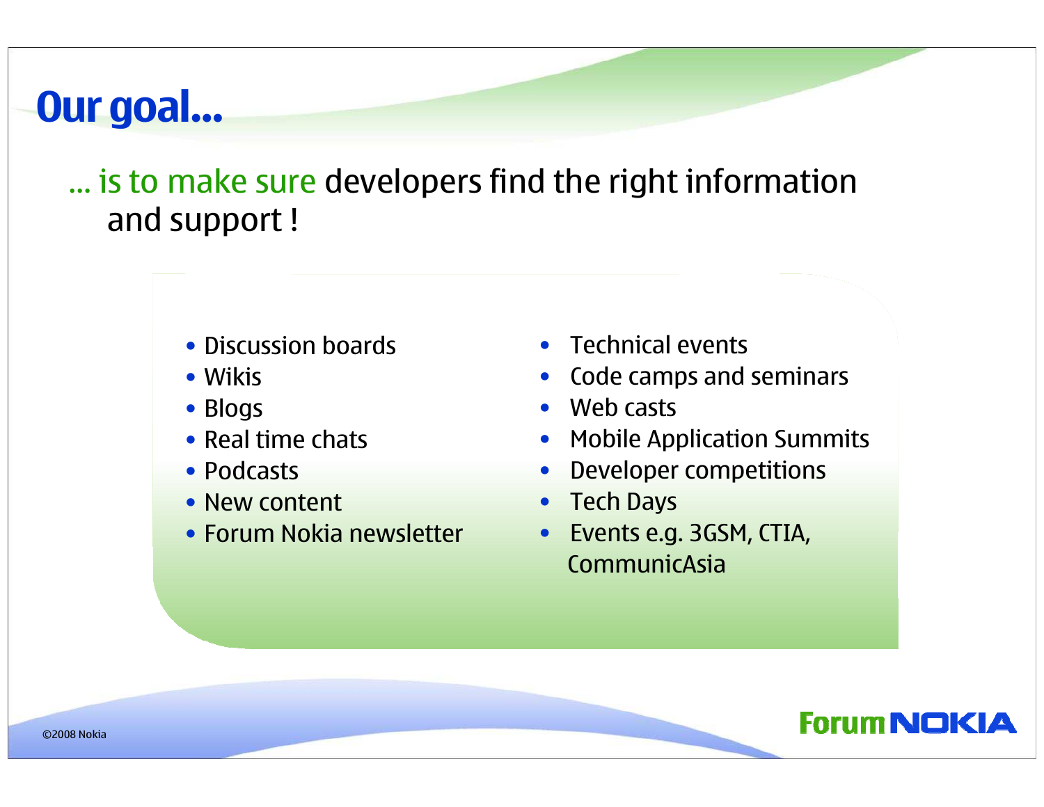# Our goal...

... is to make sure developers find the right information and support !

- Discussion boards
- Wikis
- Blogs
- Real time chats
- Podcasts
- New content
- Forum Nokia newsletter

- Technical events
- Code camps and seminars
- Web casts
- Mobile Application Summits
- Developer competitions
- Tech Days
- Events e.g. 3GSM, CTIA, CommunicAsia

©2008 Nokia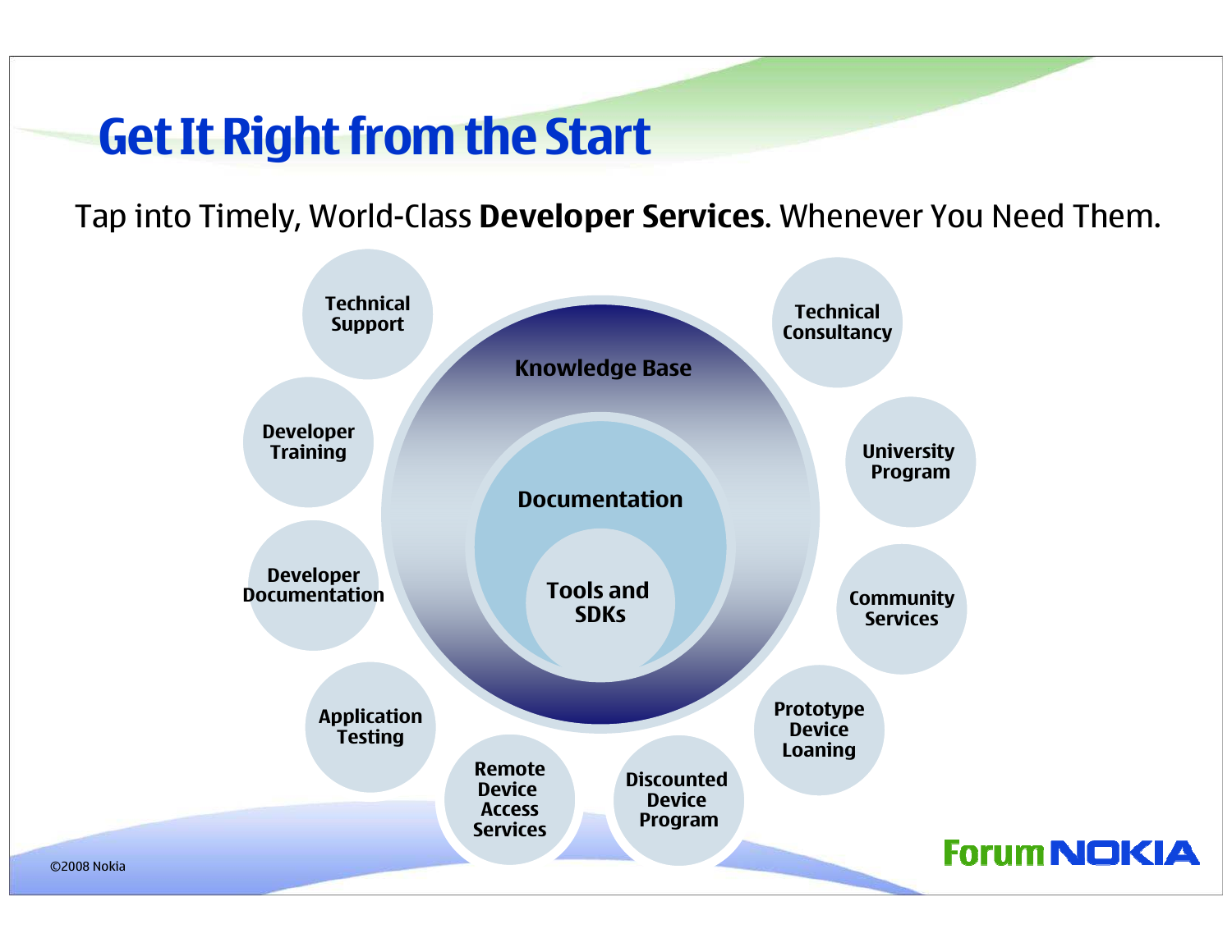# Get It Right from the Start

Tap into Timely, World-Class **Developer Services**. Whenever You Need Them.

- Knowledge Base
  - Documentation
    - Tools and SDKs

- Technical Support
- Developer Training
- Developer Documentation
- Application Testing
- Remote Device Access Services
- Discounted Device Program
- Prototype Device Loaning
- Community Services
- University Program
- Technical Consultancy

©2008 Nokia

Forum NOKIA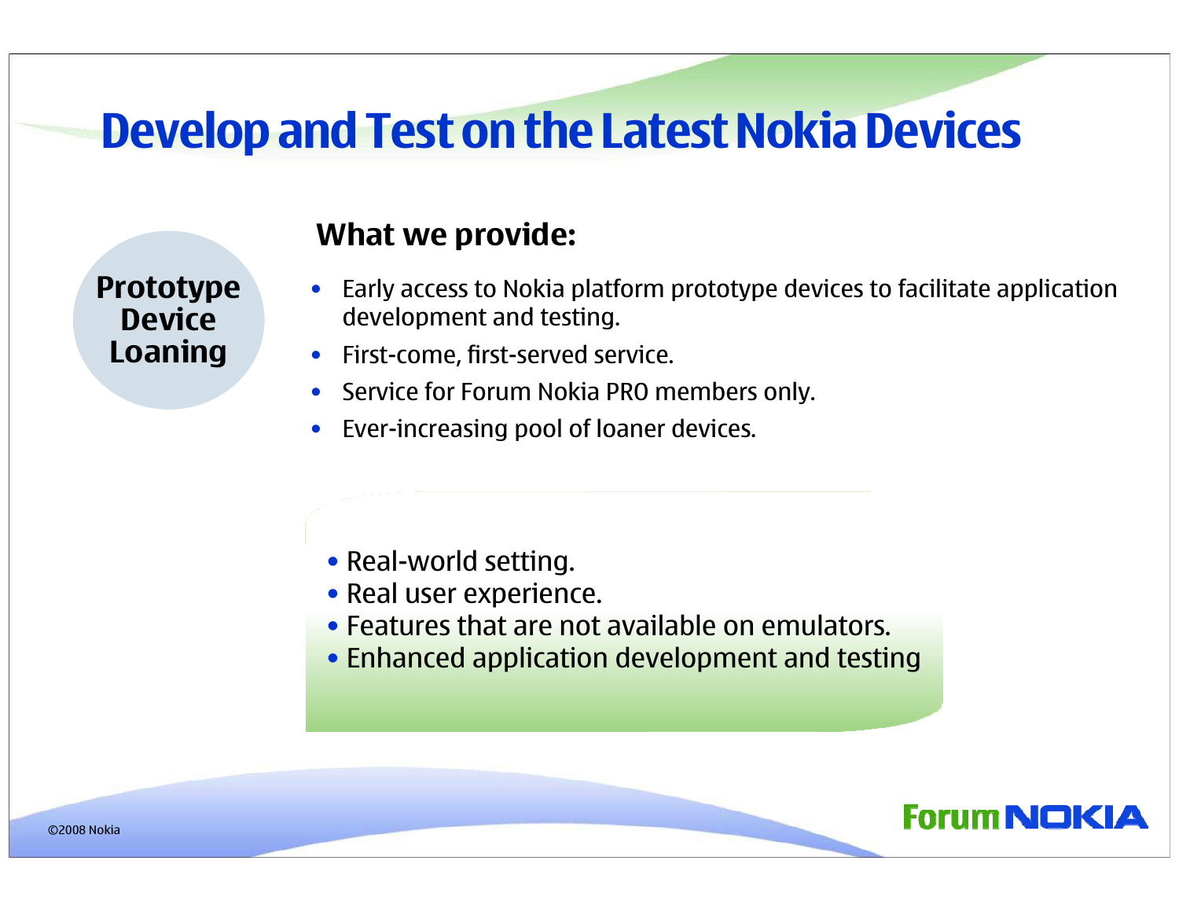# Develop and Test on the Latest Nokia Devices

**Prototype Device Loaning**

## What we provide:

- Early access to Nokia platform prototype devices to facilitate application development and testing.
- First-come, first-served service.
- Service for Forum Nokia PRO members only.
- Ever-increasing pool of loaner devices.

- Real-world setting.
- Real user experience.
- Features that are not available on emulators.
- Enhanced application development and testing

©2008 Nokia

Forum NOKIA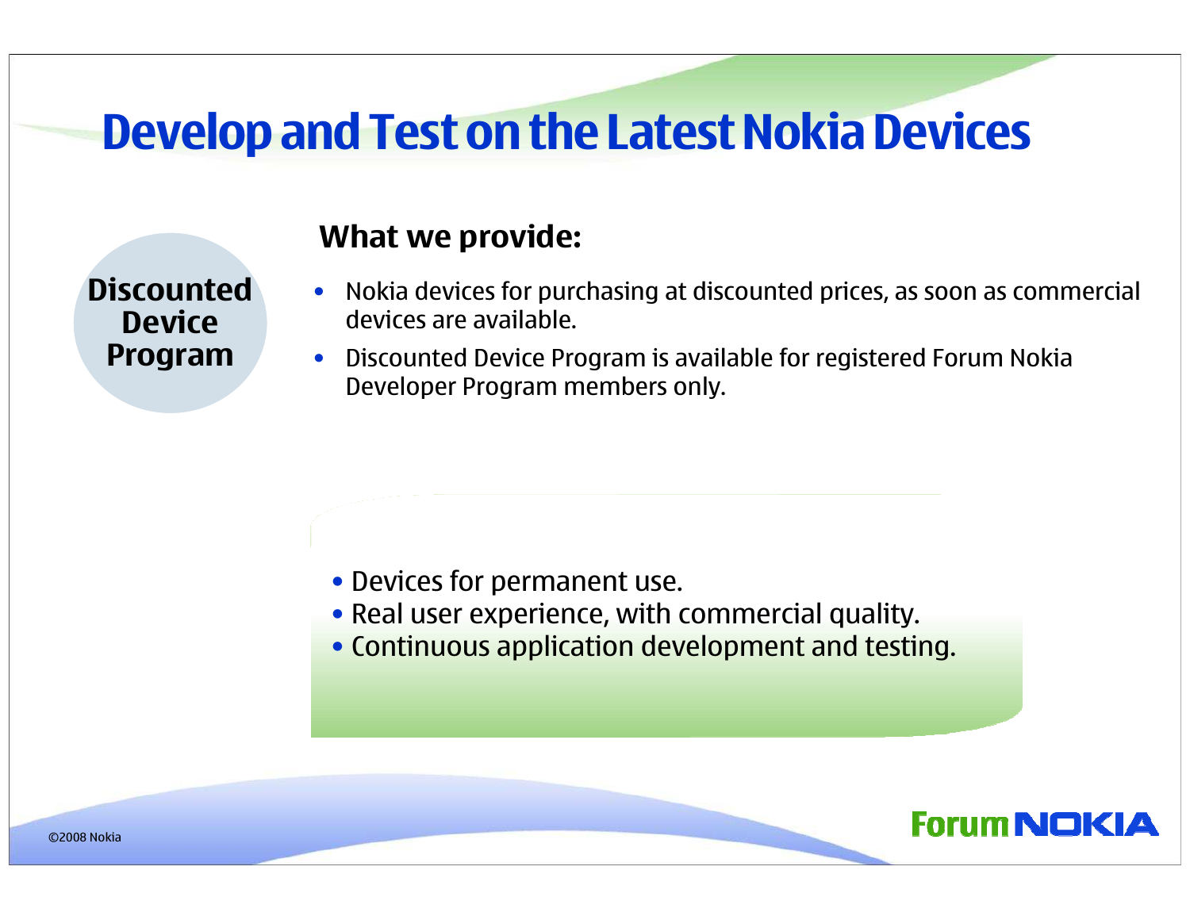# Develop and Test on the Latest Nokia Devices

**Discounted Device Program**

### What we provide:

- Nokia devices for purchasing at discounted prices, as soon as commercial devices are available.
- Discounted Device Program is available for registered Forum Nokia Developer Program members only.

- Devices for permanent use.
- Real user experience, with commercial quality.
- Continuous application development and testing.

©2008 Nokia

Forum NOKIA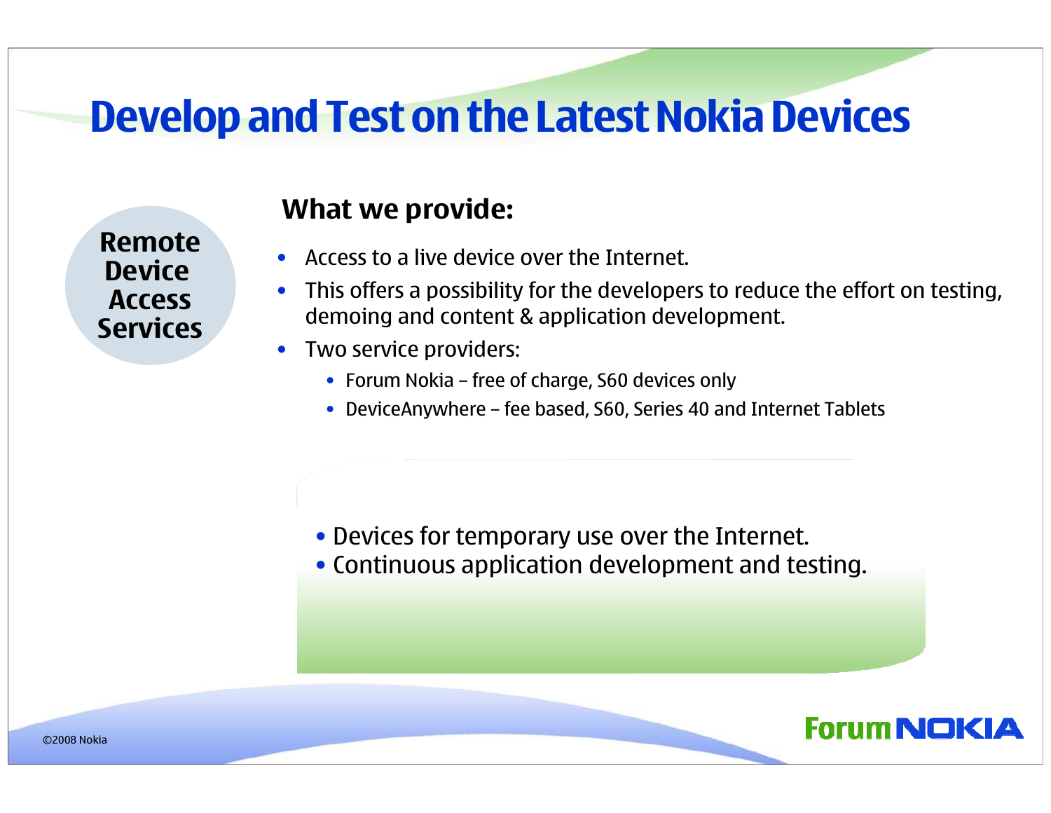# Develop and Test on the Latest Nokia Devices

**Remote Device Access Services**

## What we provide:

- Access to a live device over the Internet.
- This offers a possibility for the developers to reduce the effort on testing, demoing and content & application development.
- Two service providers:
  - Forum Nokia – free of charge, S60 devices only
  - DeviceAnywhere – fee based, S60, Series 40 and Internet Tablets

- Devices for temporary use over the Internet.
- Continuous application development and testing.

©2008 Nokia

Forum NOKIA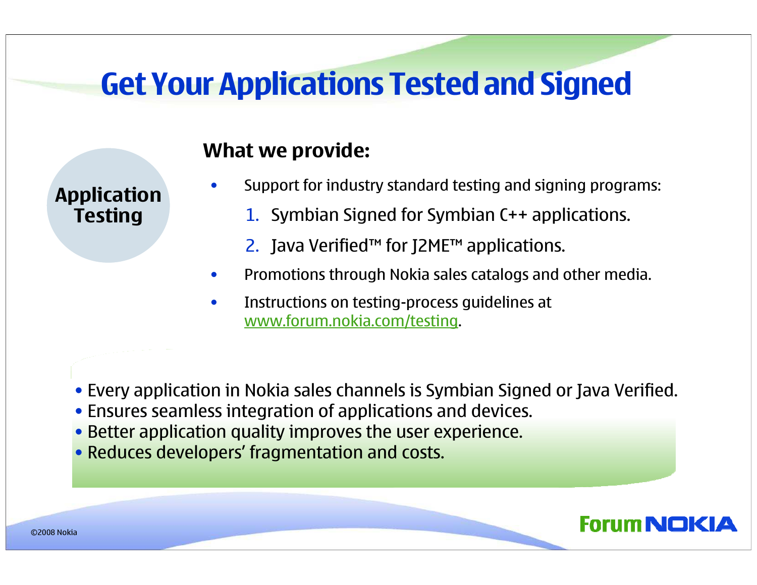# Get Your Applications Tested and Signed

**Application Testing**

## What we provide:

- Support for industry standard testing and signing programs:
  1. Symbian Signed for Symbian C++ applications.
  2. Java Verified™ for J2ME™ applications.
- Promotions through Nokia sales catalogs and other media.
- Instructions on testing-process guidelines at www.forum.nokia.com/testing.

- Every application in Nokia sales channels is Symbian Signed or Java Verified.
- Ensures seamless integration of applications and devices.
- Better application quality improves the user experience.
- Reduces developers' fragmentation and costs.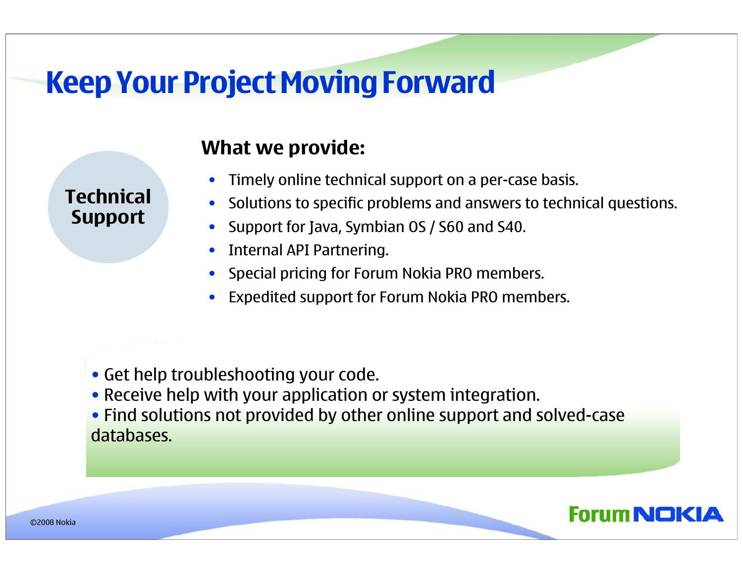# Keep Your Project Moving Forward

**Technical Support**

## What we provide:

- Timely online technical support on a per-case basis.
- Solutions to specific problems and answers to technical questions.
- Support for Java, Symbian OS / S60 and S40.
- Internal API Partnering.
- Special pricing for Forum Nokia PRO members.
- Expedited support for Forum Nokia PRO members.

- Get help troubleshooting your code.
- Receive help with your application or system integration.
- Find solutions not provided by other online support and solved-case databases.

©2008 Nokia

Forum NOKIA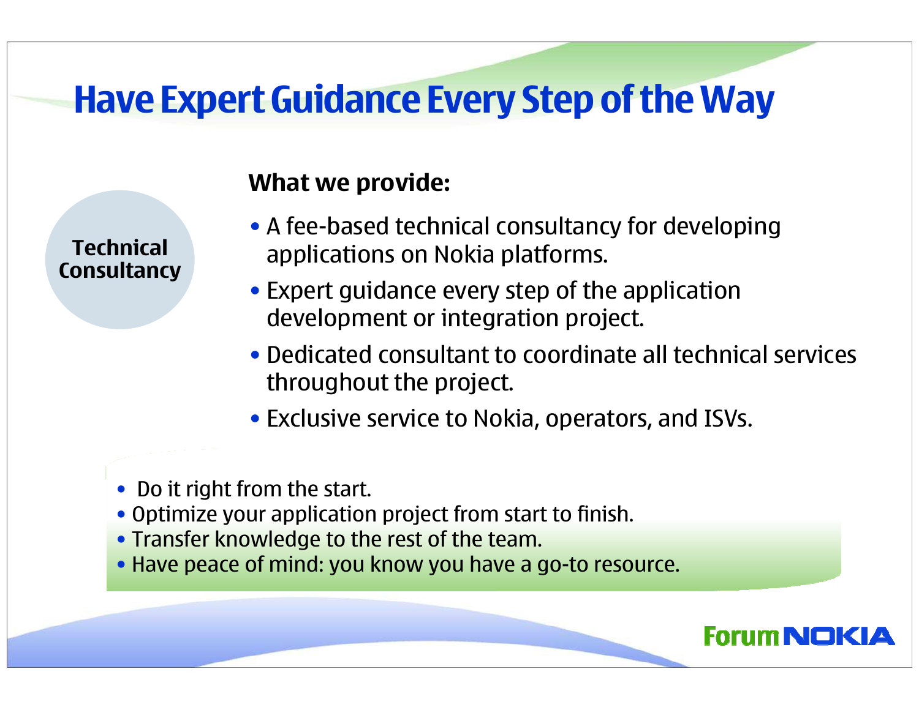# Have Expert Guidance Every Step of the Way

**Technical Consultancy**

**What we provide:**

- A fee-based technical consultancy for developing applications on Nokia platforms.
- Expert guidance every step of the application development or integration project.
- Dedicated consultant to coordinate all technical services throughout the project.
- Exclusive service to Nokia, operators, and ISVs.

- Do it right from the start.
- Optimize your application project from start to finish.
- Transfer knowledge to the rest of the team.
- Have peace of mind: you know you have a go-to resource.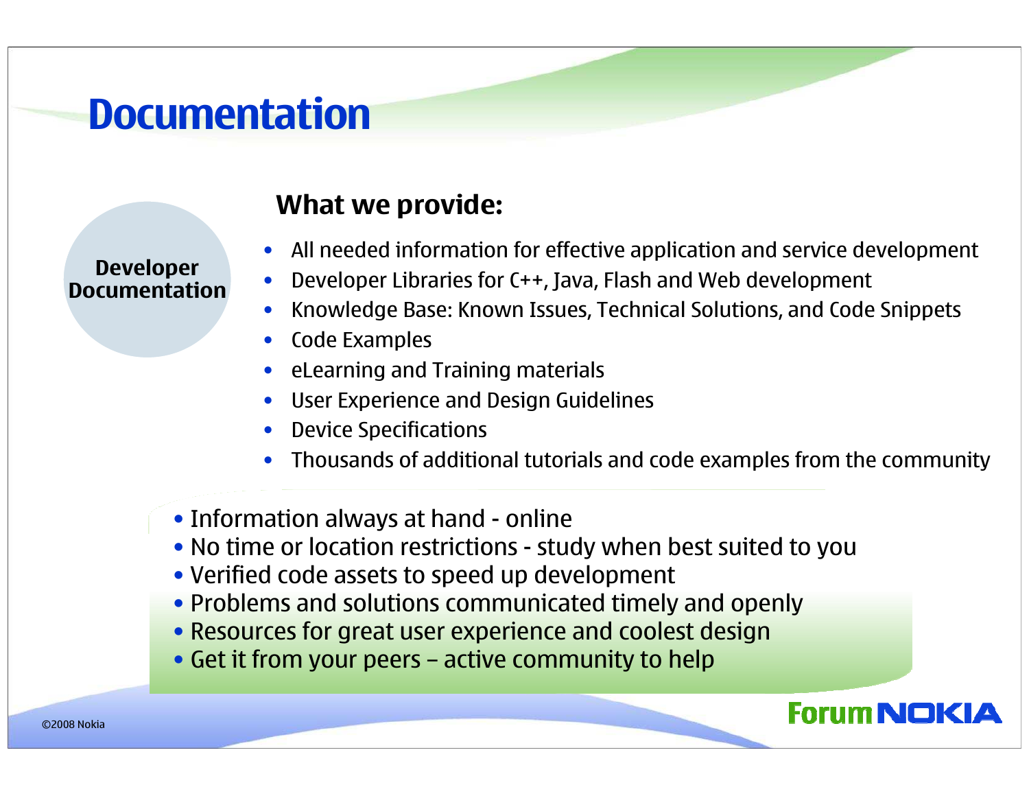# Documentation

**Developer Documentation**

## What we provide:

- All needed information for effective application and service development
- Developer Libraries for C++, Java, Flash and Web development
- Knowledge Base: Known Issues, Technical Solutions, and Code Snippets
- Code Examples
- eLearning and Training materials
- User Experience and Design Guidelines
- Device Specifications
- Thousands of additional tutorials and code examples from the community

- Information always at hand - online
- No time or location restrictions - study when best suited to you
- Verified code assets to speed up development
- Problems and solutions communicated timely and openly
- Resources for great user experience and coolest design
- Get it from your peers – active community to help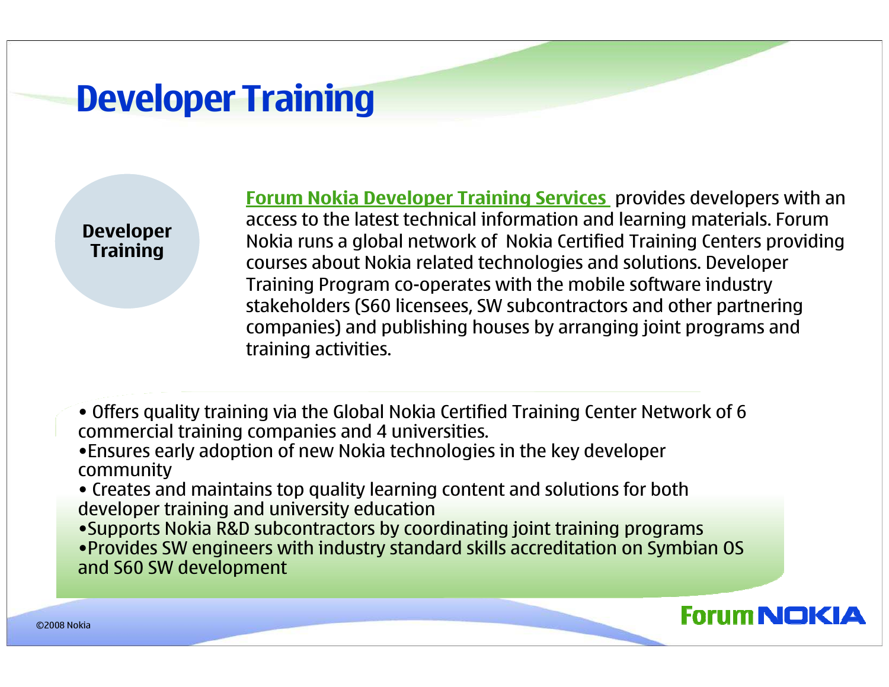# Developer Training

**Developer Training**

Forum Nokia Developer Training Services provides developers with an access to the latest technical information and learning materials. Forum Nokia runs a global network of Nokia Certified Training Centers providing courses about Nokia related technologies and solutions. Developer Training Program co-operates with the mobile software industry stakeholders (S60 licensees, SW subcontractors and other partnering companies) and publishing houses by arranging joint programs and training activities.

- Offers quality training via the Global Nokia Certified Training Center Network of 6 commercial training companies and 4 universities.
- Ensures early adoption of new Nokia technologies in the key developer community
- Creates and maintains top quality learning content and solutions for both developer training and university education
- Supports Nokia R&D subcontractors by coordinating joint training programs
- Provides SW engineers with industry standard skills accreditation on Symbian OS and S60 SW development

©2008 Nokia

Forum NOKIA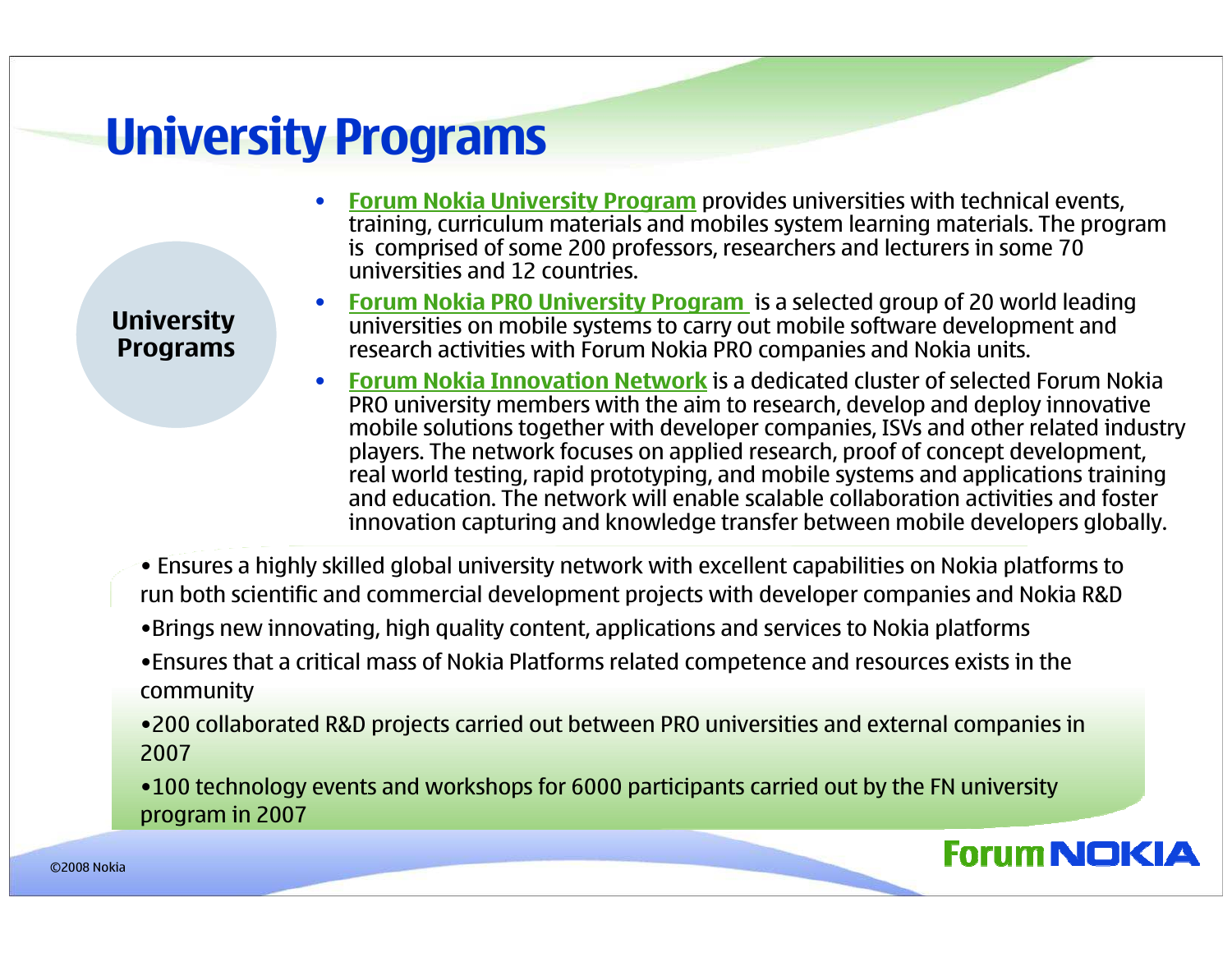# University Programs

**University Programs**

- **Forum Nokia University Program** provides universities with technical events, training, curriculum materials and mobiles system learning materials. The program is comprised of some 200 professors, researchers and lecturers in some 70 universities and 12 countries.
- **Forum Nokia PRO University Program** is a selected group of 20 world leading universities on mobile systems to carry out mobile software development and research activities with Forum Nokia PRO companies and Nokia units.
- **Forum Nokia Innovation Network** is a dedicated cluster of selected Forum Nokia PRO university members with the aim to research, develop and deploy innovative mobile solutions together with developer companies, ISVs and other related industry players. The network focuses on applied research, proof of concept development, real world testing, rapid prototyping, and mobile systems and applications training and education. The network will enable scalable collaboration activities and foster innovation capturing and knowledge transfer between mobile developers globally.

- Ensures a highly skilled global university network with excellent capabilities on Nokia platforms to run both scientific and commercial development projects with developer companies and Nokia R&D
- Brings new innovating, high quality content, applications and services to Nokia platforms
- Ensures that a critical mass of Nokia Platforms related competence and resources exists in the community
- 200 collaborated R&D projects carried out between PRO universities and external companies in 2007
- 100 technology events and workshops for 6000 participants carried out by the FN university program in 2007

©2008 Nokia

Forum NOKIA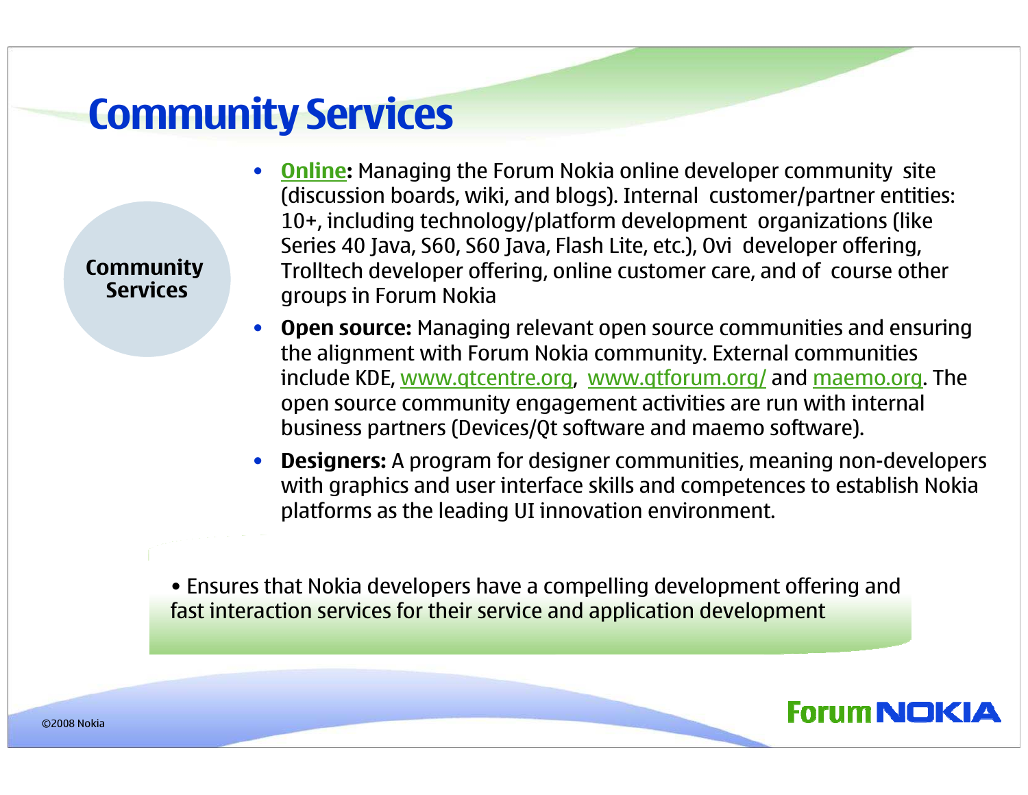# Community Services

**Community Services**

- **Online:** Managing the Forum Nokia online developer community site (discussion boards, wiki, and blogs). Internal customer/partner entities: 10+, including technology/platform development organizations (like Series 40 Java, S60, S60 Java, Flash Lite, etc.), Ovi developer offering, Trolltech developer offering, online customer care, and of course other groups in Forum Nokia
- **Open source:** Managing relevant open source communities and ensuring the alignment with Forum Nokia community. External communities include KDE, www.qtcentre.org, www.qtforum.org/ and maemo.org. The open source community engagement activities are run with internal business partners (Devices/Qt software and maemo software).
- **Designers:** A program for designer communities, meaning non-developers with graphics and user interface skills and competences to establish Nokia platforms as the leading UI innovation environment.

• Ensures that Nokia developers have a compelling development offering and fast interaction services for their service and application development

©2008 Nokia

Forum NOKIA